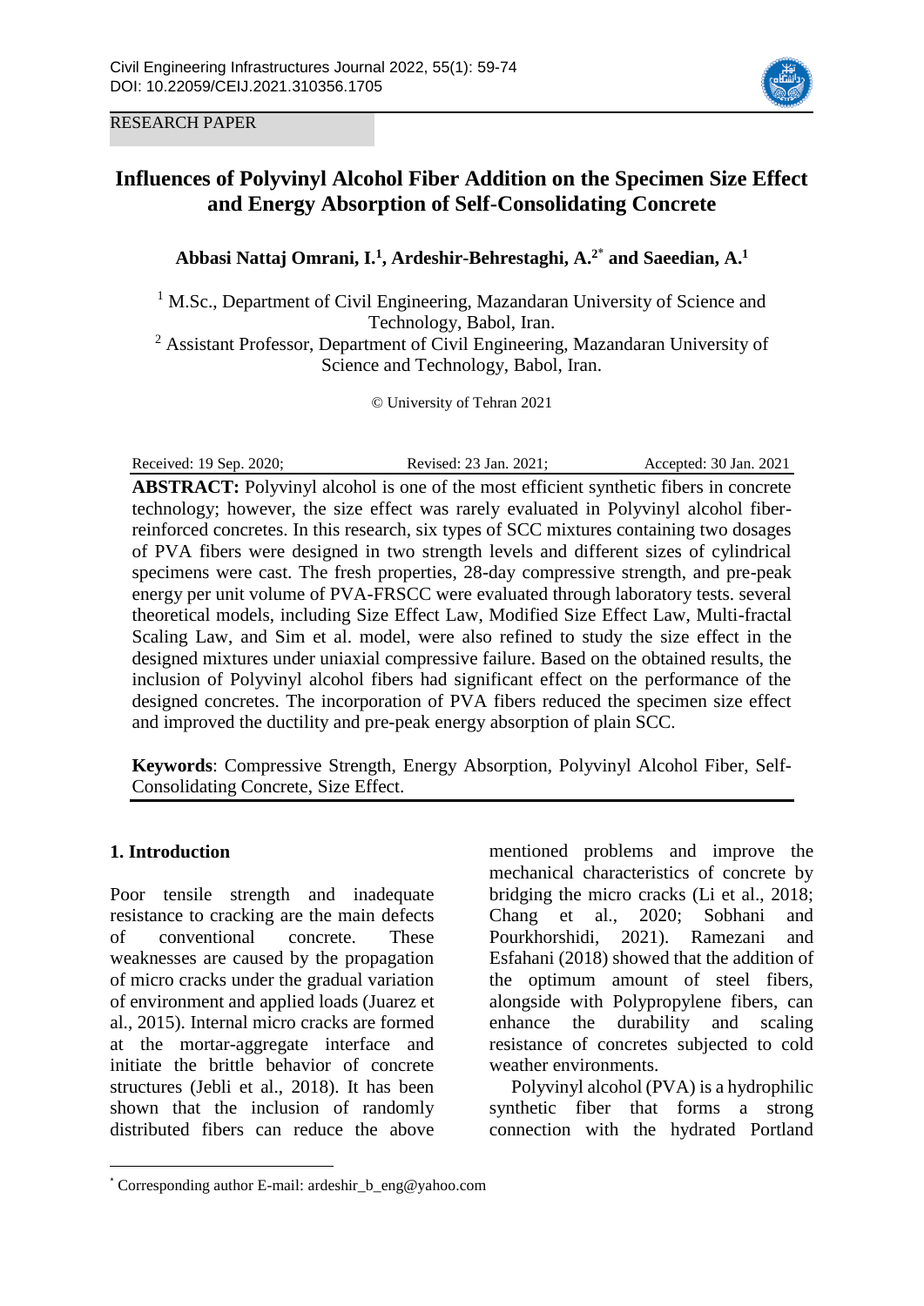RESEARCH PAPER

# Influences of Polyvinyl Alcohol Fiber Addition on the Specimen Size Effect and Energy Absorption of Self-Consolidating Concrete

**Abbasi Nattaj Omrani, I.[1], Ardeshir-Behrestaghi, A.[2*] and Saeedian, A.[1]**

[1] M.Sc., Department of Civil Engineering, Mazandaran University of Science and Technology, Babol, Iran.

[2] Assistant Professor, Department of Civil Engineering, Mazandaran University of Science and Technology, Babol, Iran.

© University of Tehran 2021

Received: 19 Sep. 2020; Revised: 23 Jan. 2021; Accepted: 30 Jan. 2021

**ABSTRACT:** Polyvinyl alcohol is one of the most efficient synthetic fibers in concrete technology; however, the size effect was rarely evaluated in Polyvinyl alcohol fiber-reinforced concretes. In this research, six types of SCC mixtures containing two dosages of PVA fibers were designed in two strength levels and different sizes of cylindrical specimens were cast. The fresh properties, 28-day compressive strength, and pre-peak energy per unit volume of PVA-FRSCC were evaluated through laboratory tests. several theoretical models, including Size Effect Law, Modified Size Effect Law, Multi-fractal Scaling Law, and Sim et al. model, were also refined to study the size effect in the designed mixtures under uniaxial compressive failure. Based on the obtained results, the inclusion of Polyvinyl alcohol fibers had significant effect on the performance of the designed concretes. The incorporation of PVA fibers reduced the specimen size effect and improved the ductility and pre-peak energy absorption of plain SCC.

**Keywords**: Compressive Strength, Energy Absorption, Polyvinyl Alcohol Fiber, Self-Consolidating Concrete, Size Effect.

## 1. Introduction

Poor tensile strength and inadequate resistance to cracking are the main defects of conventional concrete. These weaknesses are caused by the propagation of micro cracks under the gradual variation of environment and applied loads (Juarez et al., 2015). Internal micro cracks are formed at the mortar-aggregate interface and initiate the brittle behavior of concrete structures (Jebli et al., 2018). It has been shown that the inclusion of randomly distributed fibers can reduce the above mentioned problems and improve the mechanical characteristics of concrete by bridging the micro cracks (Li et al., 2018; Chang et al., 2020; Sobhani and Pourkhorshidi, 2021). Ramezani and Esfahani (2018) showed that the addition of the optimum amount of steel fibers, alongside with Polypropylene fibers, can enhance the durability and scaling resistance of concretes subjected to cold weather environments.

Polyvinyl alcohol (PVA) is a hydrophilic synthetic fiber that forms a strong connection with the hydrated Portland

[*] Corresponding author E-mail: ardeshir_b_eng@yahoo.com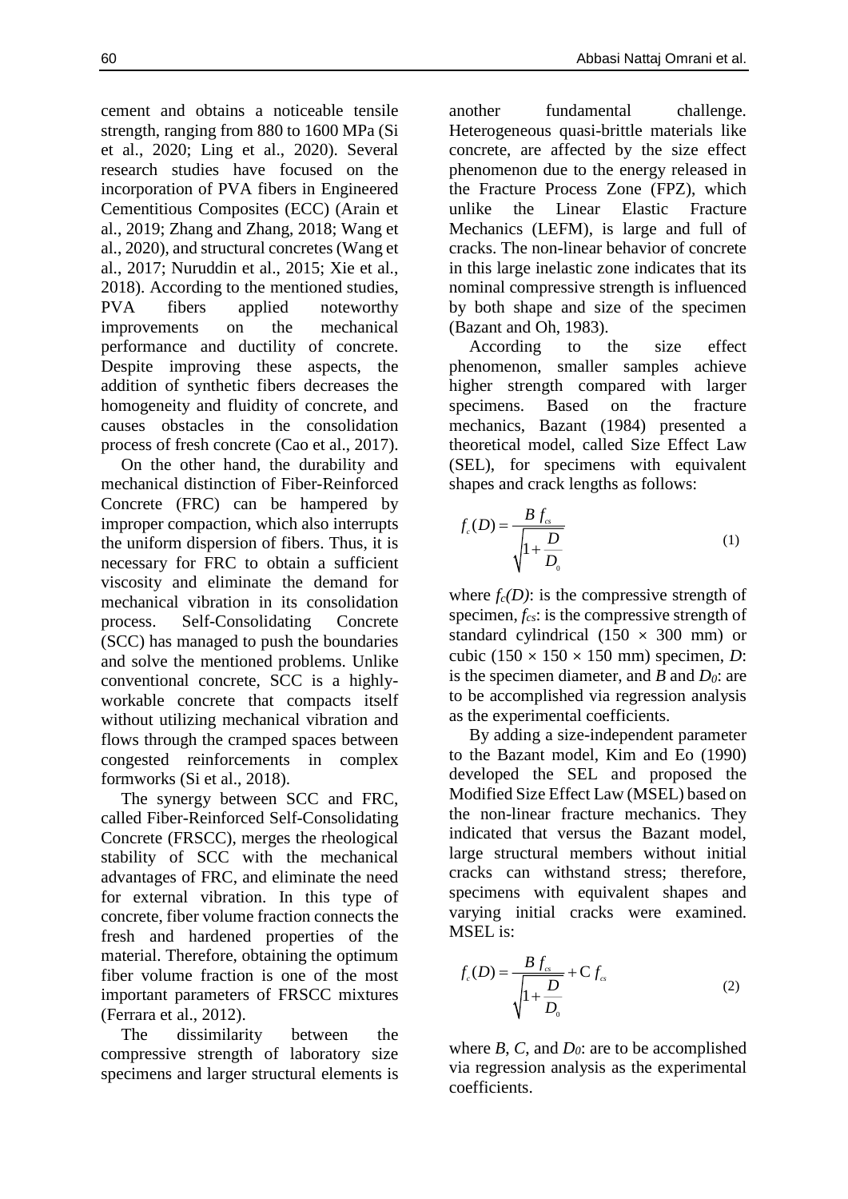cement and obtains a noticeable tensile strength, ranging from 880 to 1600 MPa (Si et al., 2020; Ling et al., 2020). Several research studies have focused on the incorporation of PVA fibers in Engineered Cementitious Composites (ECC) (Arain et al., 2019; Zhang and Zhang, 2018; Wang et al., 2020), and structural concretes (Wang et al., 2017; Nuruddin et al., 2015; Xie et al., 2018). According to the mentioned studies, PVA fibers applied noteworthy improvements on the mechanical performance and ductility of concrete. Despite improving these aspects, the addition of synthetic fibers decreases the homogeneity and fluidity of concrete, and causes obstacles in the consolidation process of fresh concrete (Cao et al., 2017).

On the other hand, the durability and mechanical distinction of Fiber-Reinforced Concrete (FRC) can be hampered by improper compaction, which also interrupts the uniform dispersion of fibers. Thus, it is necessary for FRC to obtain a sufficient viscosity and eliminate the demand for mechanical vibration in its consolidation process. Self-Consolidating Concrete (SCC) has managed to push the boundaries and solve the mentioned problems. Unlike conventional concrete, SCC is a highly-workable concrete that compacts itself without utilizing mechanical vibration and flows through the cramped spaces between congested reinforcements in complex formworks (Si et al., 2018).

The synergy between SCC and FRC, called Fiber-Reinforced Self-Consolidating Concrete (FRSCC), merges the rheological stability of SCC with the mechanical advantages of FRC, and eliminate the need for external vibration. In this type of concrete, fiber volume fraction connects the fresh and hardened properties of the material. Therefore, obtaining the optimum fiber volume fraction is one of the most important parameters of FRSCC mixtures (Ferrara et al., 2012).

The dissimilarity between the compressive strength of laboratory size specimens and larger structural elements is another fundamental challenge. Heterogeneous quasi-brittle materials like concrete, are affected by the size effect phenomenon due to the energy released in the Fracture Process Zone (FPZ), which unlike the Linear Elastic Fracture Mechanics (LEFM), is large and full of cracks. The non-linear behavior of concrete in this large inelastic zone indicates that its nominal compressive strength is influenced by both shape and size of the specimen (Bazant and Oh, 1983).

According to the size effect phenomenon, smaller samples achieve higher strength compared with larger specimens. Based on the fracture mechanics, Bazant (1984) presented a theoretical model, called Size Effect Law (SEL), for specimens with equivalent shapes and crack lengths as follows:

$$f_c(D) = \frac{B\, f_{cs}}{\sqrt{1 + \dfrac{D}{D_0}}} \tag{1}$$

where $f_c(D)$: is the compressive strength of specimen, $f_{cs}$: is the compressive strength of standard cylindrical (150 × 300 mm) or cubic (150 × 150 × 150 mm) specimen, $D$: is the specimen diameter, and $B$ and $D_0$: are to be accomplished via regression analysis as the experimental coefficients.

By adding a size-independent parameter to the Bazant model, Kim and Eo (1990) developed the SEL and proposed the Modified Size Effect Law (MSEL) based on the non-linear fracture mechanics. They indicated that versus the Bazant model, large structural members without initial cracks can withstand stress; therefore, specimens with equivalent shapes and varying initial cracks were examined. MSEL is:

$$f_c(D) = \frac{B\, f_{cs}}{\sqrt{1 + \dfrac{D}{D_0}}} + \mathrm{C}\, f_{cs} \tag{2}$$

where $B$, $C$, and $D_0$: are to be accomplished via regression analysis as the experimental coefficients.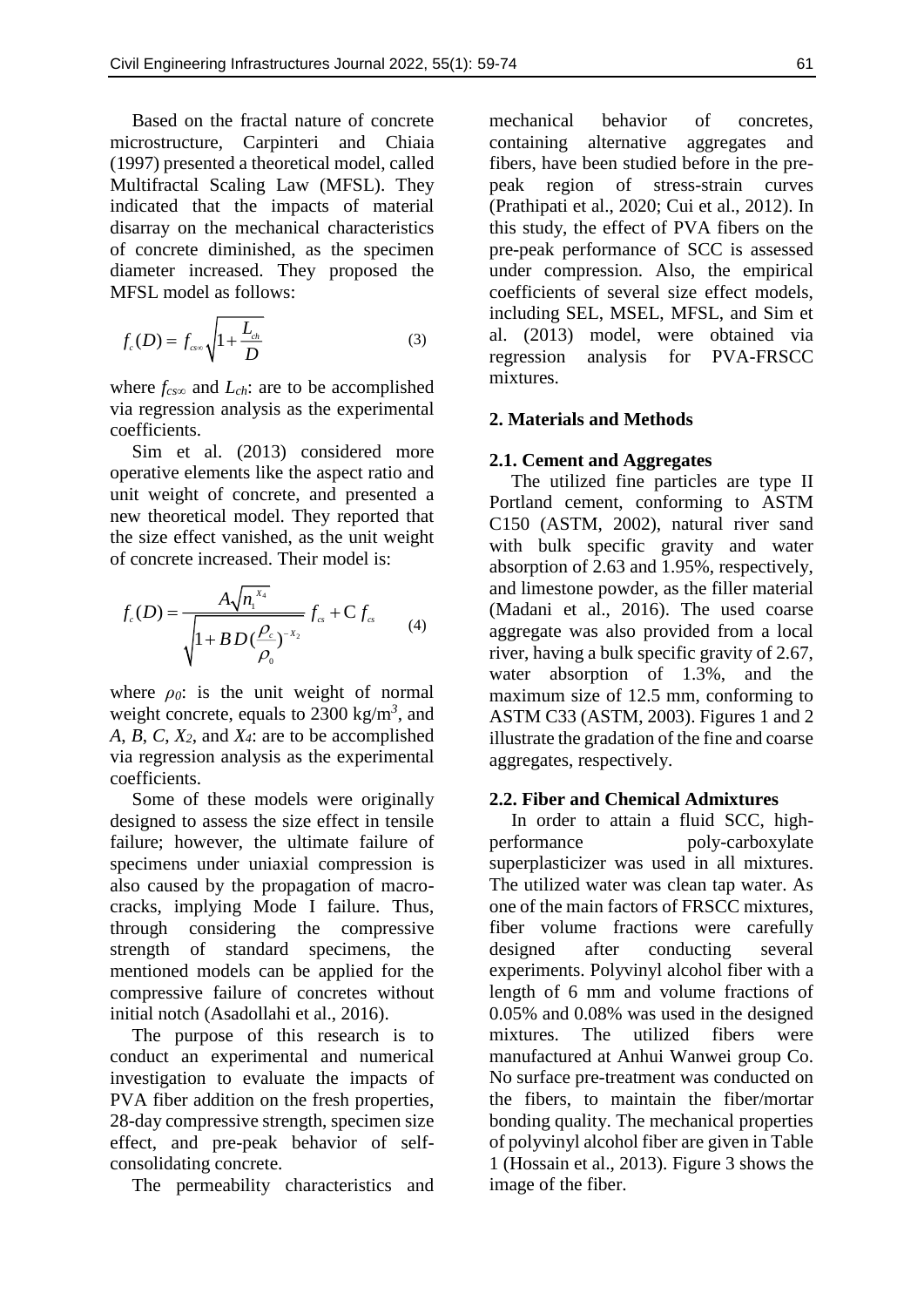Based on the fractal nature of concrete microstructure, Carpinteri and Chiaia (1997) presented a theoretical model, called Multifractal Scaling Law (MFSL). They indicated that the impacts of material disarray on the mechanical characteristics of concrete diminished, as the specimen diameter increased. They proposed the MFSL model as follows:

$$f_c(D) = f_{cs\infty}\sqrt{1+\frac{L_{ch}}{D}} \tag{3}$$

where $f_{cs\infty}$ and $L_{ch}$: are to be accomplished via regression analysis as the experimental coefficients.

Sim et al. (2013) considered more operative elements like the aspect ratio and unit weight of concrete, and presented a new theoretical model. They reported that the size effect vanished, as the unit weight of concrete increased. Their model is:

$$f_c(D) = \frac{A\sqrt{n_1^{X_4}}}{\sqrt{1+BD(\frac{\rho_c}{\rho_0})^{-X_2}}} f_{cs} + \mathrm{C}\, f_{cs} \tag{4}$$

where $\rho_0$: is the unit weight of normal weight concrete, equals to 2300 kg/m$^3$, and $A$, $B$, $C$, $X_2$, and $X_4$: are to be accomplished via regression analysis as the experimental coefficients.

Some of these models were originally designed to assess the size effect in tensile failure; however, the ultimate failure of specimens under uniaxial compression is also caused by the propagation of macro-cracks, implying Mode I failure. Thus, through considering the compressive strength of standard specimens, the mentioned models can be applied for the compressive failure of concretes without initial notch (Asadollahi et al., 2016).

The purpose of this research is to conduct an experimental and numerical investigation to evaluate the impacts of PVA fiber addition on the fresh properties, 28-day compressive strength, specimen size effect, and pre-peak behavior of self-consolidating concrete.

The permeability characteristics and mechanical behavior of concretes, containing alternative aggregates and fibers, have been studied before in the pre-peak region of stress-strain curves (Prathipati et al., 2020; Cui et al., 2012). In this study, the effect of PVA fibers on the pre-peak performance of SCC is assessed under compression. Also, the empirical coefficients of several size effect models, including SEL, MSEL, MFSL, and Sim et al. (2013) model, were obtained via regression analysis for PVA-FRSCC mixtures.

## 2. Materials and Methods

### 2.1. Cement and Aggregates

The utilized fine particles are type II Portland cement, conforming to ASTM C150 (ASTM, 2002), natural river sand with bulk specific gravity and water absorption of 2.63 and 1.95%, respectively, and limestone powder, as the filler material (Madani et al., 2016). The used coarse aggregate was also provided from a local river, having a bulk specific gravity of 2.67, water absorption of 1.3%, and the maximum size of 12.5 mm, conforming to ASTM C33 (ASTM, 2003). Figures 1 and 2 illustrate the gradation of the fine and coarse aggregates, respectively.

### 2.2. Fiber and Chemical Admixtures

In order to attain a fluid SCC, high-performance poly-carboxylate superplasticizer was used in all mixtures. The utilized water was clean tap water. As one of the main factors of FRSCC mixtures, fiber volume fractions were carefully designed after conducting several experiments. Polyvinyl alcohol fiber with a length of 6 mm and volume fractions of 0.05% and 0.08% was used in the designed mixtures. The utilized fibers were manufactured at Anhui Wanwei group Co. No surface pre-treatment was conducted on the fibers, to maintain the fiber/mortar bonding quality. The mechanical properties of polyvinyl alcohol fiber are given in Table 1 (Hossain et al., 2013). Figure 3 shows the image of the fiber.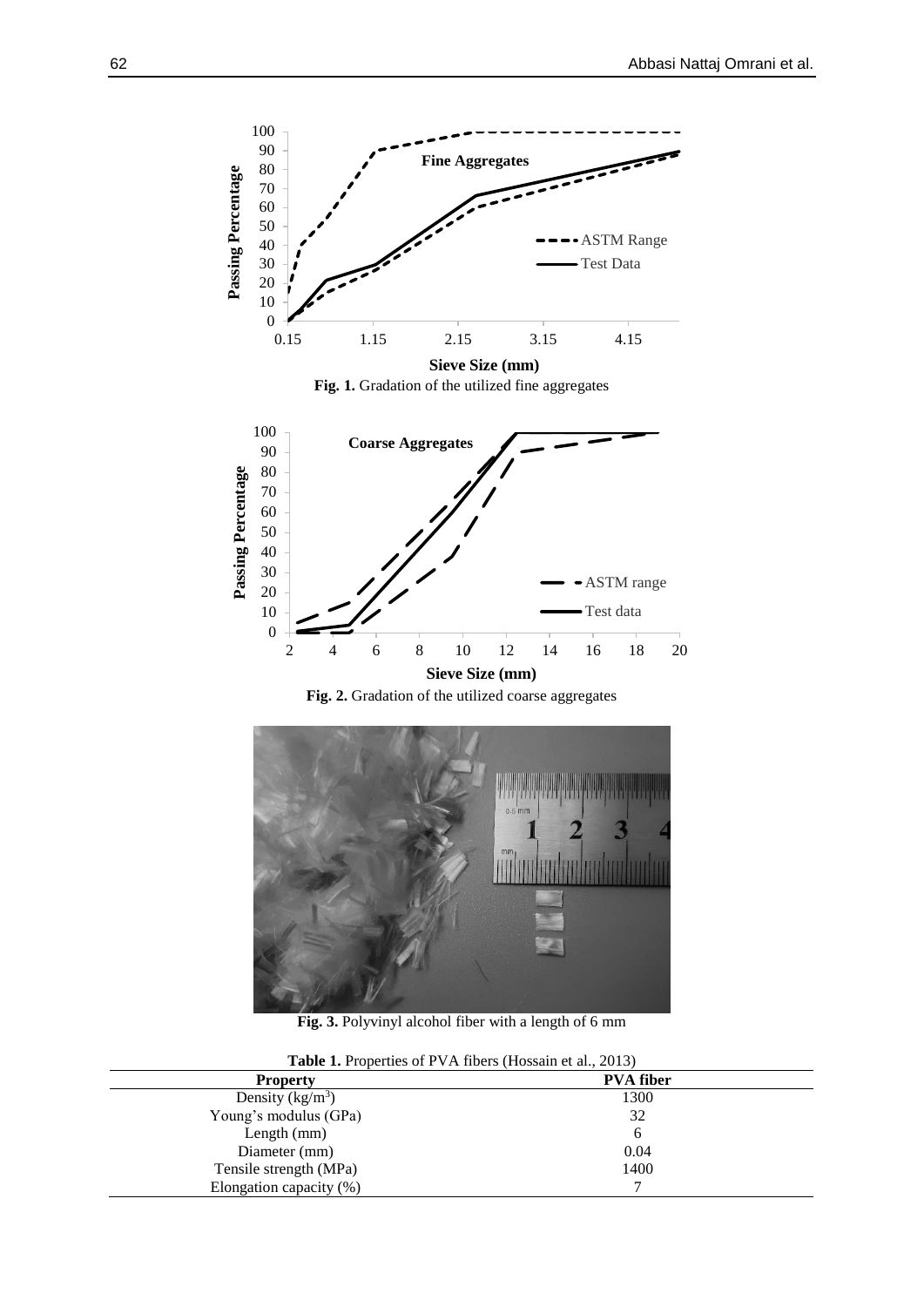Fig. 1. Gradation of the utilized fine aggregates

Fig. 2. Gradation of the utilized coarse aggregates

Fig. 3. Polyvinyl alcohol fiber with a length of 6 mm

**Table 1.** Properties of PVA fibers (Hossain et al., 2013)

| Property | PVA fiber |
|---|---|
| Density ($kg/m^3$) | 1300 |
| Young's modulus (GPa) | 32 |
| Length (mm) | 6 |
| Diameter (mm) | 0.04 |
| Tensile strength (MPa) | 1400 |
| Elongation capacity (%) | 7 |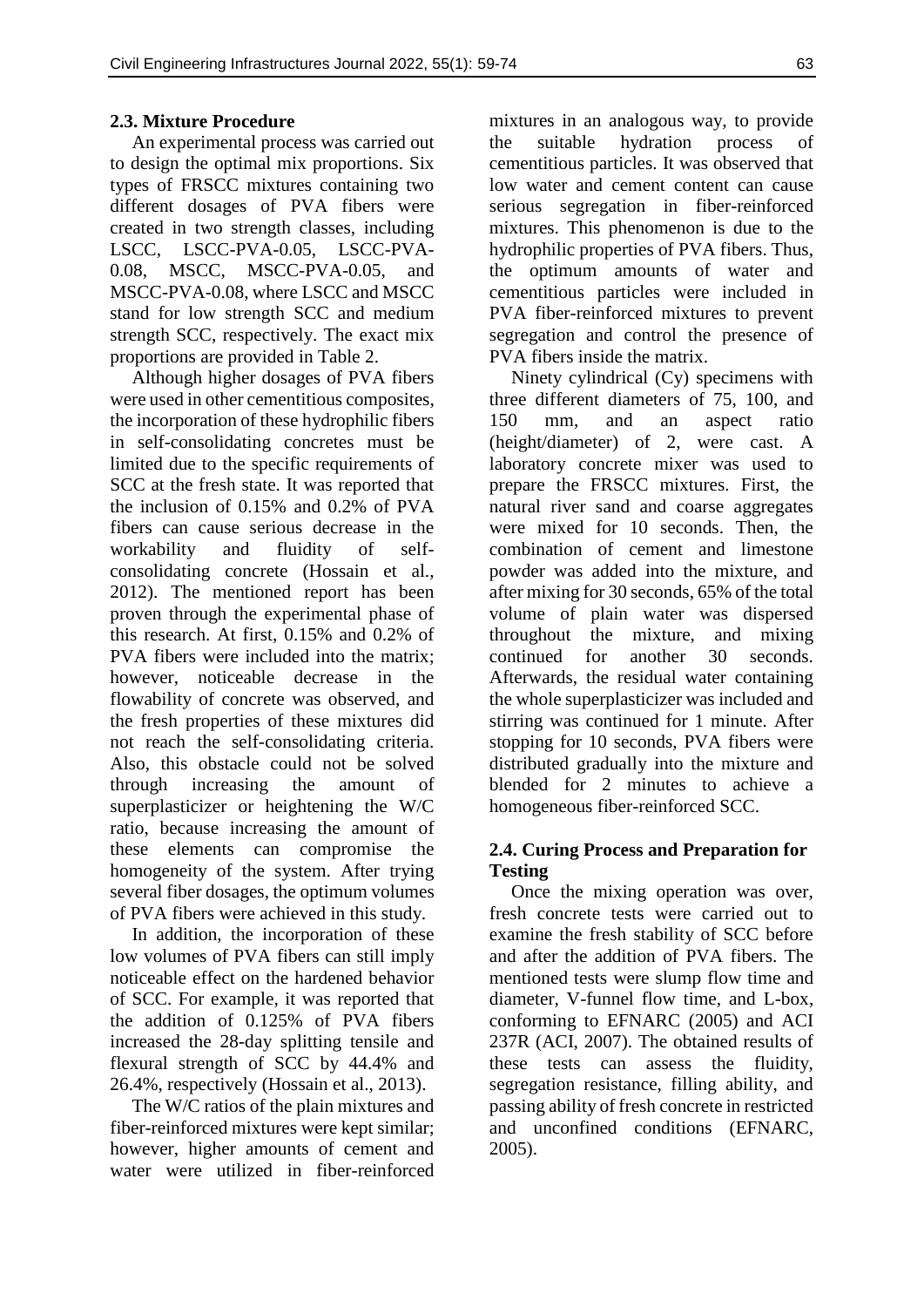### 2.3. Mixture Procedure

An experimental process was carried out to design the optimal mix proportions. Six types of FRSCC mixtures containing two different dosages of PVA fibers were created in two strength classes, including LSCC, LSCC-PVA-0.05, LSCC-PVA-0.08, MSCC, MSCC-PVA-0.05, and MSCC-PVA-0.08, where LSCC and MSCC stand for low strength SCC and medium strength SCC, respectively. The exact mix proportions are provided in Table 2.

Although higher dosages of PVA fibers were used in other cementitious composites, the incorporation of these hydrophilic fibers in self-consolidating concretes must be limited due to the specific requirements of SCC at the fresh state. It was reported that the inclusion of 0.15% and 0.2% of PVA fibers can cause serious decrease in the workability and fluidity of self-consolidating concrete (Hossain et al., 2012). The mentioned report has been proven through the experimental phase of this research. At first, 0.15% and 0.2% of PVA fibers were included into the matrix; however, noticeable decrease in the flowability of concrete was observed, and the fresh properties of these mixtures did not reach the self-consolidating criteria. Also, this obstacle could not be solved through increasing the amount of superplasticizer or heightening the W/C ratio, because increasing the amount of these elements can compromise the homogeneity of the system. After trying several fiber dosages, the optimum volumes of PVA fibers were achieved in this study.

In addition, the incorporation of these low volumes of PVA fibers can still imply noticeable effect on the hardened behavior of SCC. For example, it was reported that the addition of 0.125% of PVA fibers increased the 28-day splitting tensile and flexural strength of SCC by 44.4% and 26.4%, respectively (Hossain et al., 2013).

The W/C ratios of the plain mixtures and fiber-reinforced mixtures were kept similar; however, higher amounts of cement and water were utilized in fiber-reinforced mixtures in an analogous way, to provide the suitable hydration process of cementitious particles. It was observed that low water and cement content can cause serious segregation in fiber-reinforced mixtures. This phenomenon is due to the hydrophilic properties of PVA fibers. Thus, the optimum amounts of water and cementitious particles were included in PVA fiber-reinforced mixtures to prevent segregation and control the presence of PVA fibers inside the matrix.

Ninety cylindrical (Cy) specimens with three different diameters of 75, 100, and 150 mm, and an aspect ratio (height/diameter) of 2, were cast. A laboratory concrete mixer was used to prepare the FRSCC mixtures. First, the natural river sand and coarse aggregates were mixed for 10 seconds. Then, the combination of cement and limestone powder was added into the mixture, and after mixing for 30 seconds, 65% of the total volume of plain water was dispersed throughout the mixture, and mixing continued for another 30 seconds. Afterwards, the residual water containing the whole superplasticizer was included and stirring was continued for 1 minute. After stopping for 10 seconds, PVA fibers were distributed gradually into the mixture and blended for 2 minutes to achieve a homogeneous fiber-reinforced SCC.

### 2.4. Curing Process and Preparation for Testing

Once the mixing operation was over, fresh concrete tests were carried out to examine the fresh stability of SCC before and after the addition of PVA fibers. The mentioned tests were slump flow time and diameter, V-funnel flow time, and L-box, conforming to EFNARC (2005) and ACI 237R (ACI, 2007). The obtained results of these tests can assess the fluidity, segregation resistance, filling ability, and passing ability of fresh concrete in restricted and unconfined conditions (EFNARC, 2005).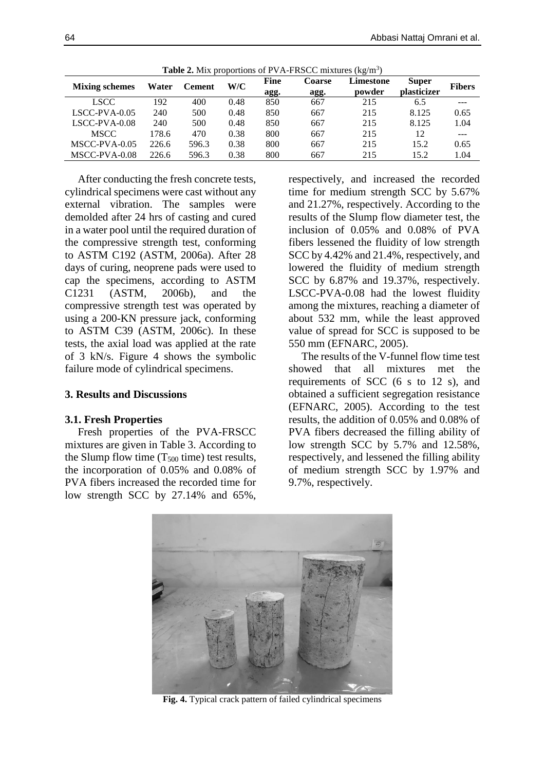**Table 2.** Mix proportions of PVA-FRSCC mixtures (kg/m$^3$)

| Mixing schemes | Water | Cement | W/C | Fine agg. | Coarse agg. | Limestone powder | Super plasticizer | Fibers |
|---|---|---|---|---|---|---|---|---|
| LSCC | 192 | 400 | 0.48 | 850 | 667 | 215 | 6.5 | --- |
| LSCC-PVA-0.05 | 240 | 500 | 0.48 | 850 | 667 | 215 | 8.125 | 0.65 |
| LSCC-PVA-0.08 | 240 | 500 | 0.48 | 850 | 667 | 215 | 8.125 | 1.04 |
| MSCC | 178.6 | 470 | 0.38 | 800 | 667 | 215 | 12 | --- |
| MSCC-PVA-0.05 | 226.6 | 596.3 | 0.38 | 800 | 667 | 215 | 15.2 | 0.65 |
| MSCC-PVA-0.08 | 226.6 | 596.3 | 0.38 | 800 | 667 | 215 | 15.2 | 1.04 |

After conducting the fresh concrete tests, cylindrical specimens were cast without any external vibration. The samples were demolded after 24 hrs of casting and cured in a water pool until the required duration of the compressive strength test, conforming to ASTM C192 (ASTM, 2006a). After 28 days of curing, neoprene pads were used to cap the specimens, according to ASTM C1231 (ASTM, 2006b), and the compressive strength test was operated by using a 200-KN pressure jack, conforming to ASTM C39 (ASTM, 2006c). In these tests, the axial load was applied at the rate of 3 kN/s. Figure 4 shows the symbolic failure mode of cylindrical specimens.

## 3. Results and Discussions

### 3.1. Fresh Properties

Fresh properties of the PVA-FRSCC mixtures are given in Table 3. According to the Slump flow time ($T_{500}$ time) test results, the incorporation of 0.05% and 0.08% of PVA fibers increased the recorded time for low strength SCC by 27.14% and 65%, respectively, and increased the recorded time for medium strength SCC by 5.67% and 21.27%, respectively. According to the results of the Slump flow diameter test, the inclusion of 0.05% and 0.08% of PVA fibers lessened the fluidity of low strength SCC by 4.42% and 21.4%, respectively, and lowered the fluidity of medium strength SCC by 6.87% and 19.37%, respectively. LSCC-PVA-0.08 had the lowest fluidity among the mixtures, reaching a diameter of about 532 mm, while the least approved value of spread for SCC is supposed to be 550 mm (EFNARC, 2005).

The results of the V-funnel flow time test showed that all mixtures met the requirements of SCC (6 s to 12 s), and obtained a sufficient segregation resistance (EFNARC, 2005). According to the test results, the addition of 0.05% and 0.08% of PVA fibers decreased the filling ability of low strength SCC by 5.7% and 12.58%, respectively, and lessened the filling ability of medium strength SCC by 1.97% and 9.7%, respectively.

**Fig. 4.** Typical crack pattern of failed cylindrical specimens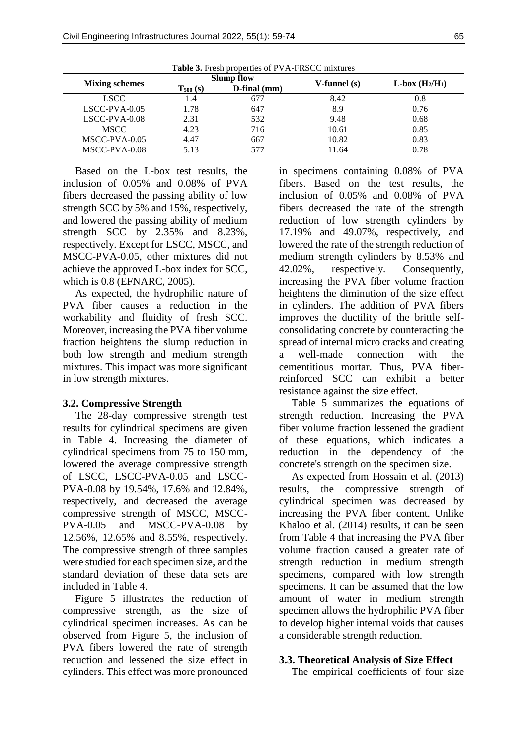**Table 3.** Fresh properties of PVA-FRSCC mixtures

| Mixing schemes | Slump flow | | V-funnel (s) | L-box ($H_2/H_1$) |
|---|---|---|---|---|
| | $T_{500}$ (s) | D-final (mm) | | |
| LSCC | 1.4 | 677 | 8.42 | 0.8 |
| LSCC-PVA-0.05 | 1.78 | 647 | 8.9 | 0.76 |
| LSCC-PVA-0.08 | 2.31 | 532 | 9.48 | 0.68 |
| MSCC | 4.23 | 716 | 10.61 | 0.85 |
| MSCC-PVA-0.05 | 4.47 | 667 | 10.82 | 0.83 |
| MSCC-PVA-0.08 | 5.13 | 577 | 11.64 | 0.78 |

Based on the L-box test results, the inclusion of 0.05% and 0.08% of PVA fibers decreased the passing ability of low strength SCC by 5% and 15%, respectively, and lowered the passing ability of medium strength SCC by 2.35% and 8.23%, respectively. Except for LSCC, MSCC, and MSCC-PVA-0.05, other mixtures did not achieve the approved L-box index for SCC, which is 0.8 (EFNARC, 2005).

As expected, the hydrophilic nature of PVA fiber causes a reduction in the workability and fluidity of fresh SCC. Moreover, increasing the PVA fiber volume fraction heightens the slump reduction in both low strength and medium strength mixtures. This impact was more significant in low strength mixtures.

### 3.2. Compressive Strength

The 28-day compressive strength test results for cylindrical specimens are given in Table 4. Increasing the diameter of cylindrical specimens from 75 to 150 mm, lowered the average compressive strength of LSCC, LSCC-PVA-0.05 and LSCC-PVA-0.08 by 19.54%, 17.6% and 12.84%, respectively, and decreased the average compressive strength of MSCC, MSCC-PVA-0.05 and MSCC-PVA-0.08 by 12.56%, 12.65% and 8.55%, respectively. The compressive strength of three samples were studied for each specimen size, and the standard deviation of these data sets are included in Table 4.

Figure 5 illustrates the reduction of compressive strength, as the size of cylindrical specimen increases. As can be observed from Figure 5, the inclusion of PVA fibers lowered the rate of strength reduction and lessened the size effect in cylinders. This effect was more pronounced in specimens containing 0.08% of PVA fibers. Based on the test results, the inclusion of 0.05% and 0.08% of PVA fibers decreased the rate of the strength reduction of low strength cylinders by 17.19% and 49.07%, respectively, and lowered the rate of the strength reduction of medium strength cylinders by 8.53% and 42.02%, respectively. Consequently, increasing the PVA fiber volume fraction heightens the diminution of the size effect in cylinders. The addition of PVA fibers improves the ductility of the brittle self-consolidating concrete by counteracting the spread of internal micro cracks and creating a well-made connection with the cementitious mortar. Thus, PVA fiber-reinforced SCC can exhibit a better resistance against the size effect.

Table 5 summarizes the equations of strength reduction. Increasing the PVA fiber volume fraction lessened the gradient of these equations, which indicates a reduction in the dependency of the concrete's strength on the specimen size.

As expected from Hossain et al. (2013) results, the compressive strength of cylindrical specimen was decreased by increasing the PVA fiber content. Unlike Khaloo et al. (2014) results, it can be seen from Table 4 that increasing the PVA fiber volume fraction caused a greater rate of strength reduction in medium strength specimens, compared with low strength specimens. It can be assumed that the low amount of water in medium strength specimen allows the hydrophilic PVA fiber to develop higher internal voids that causes a considerable strength reduction.

### 3.3. Theoretical Analysis of Size Effect

The empirical coefficients of four size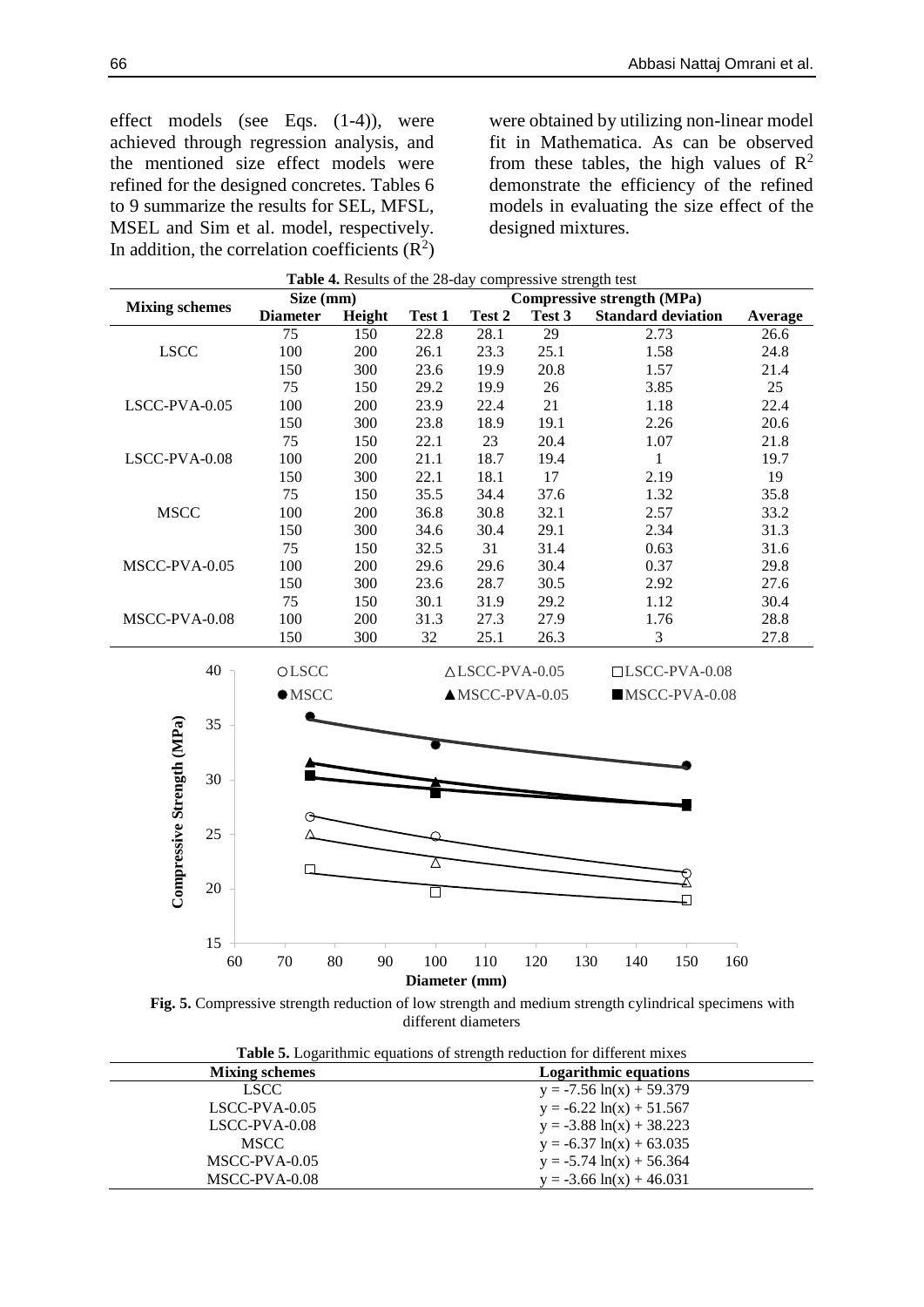effect models (see Eqs. (1-4)), were achieved through regression analysis, and the mentioned size effect models were refined for the designed concretes. Tables 6 to 9 summarize the results for SEL, MFSL, MSEL and Sim et al. model, respectively. In addition, the correlation coefficients ($R^2$) were obtained by utilizing non-linear model fit in Mathematica. As can be observed from these tables, the high values of $R^2$ demonstrate the efficiency of the refined models in evaluating the size effect of the designed mixtures.

**Table 4.** Results of the 28-day compressive strength test

| Mixing schemes | Size (mm) | | Compressive strength (MPa) | | | | |
|---|---|---|---|---|---|---|---|
| | Diameter | Height | Test 1 | Test 2 | Test 3 | Standard deviation | Average |
| LSCC | 75 | 150 | 22.8 | 28.1 | 29 | 2.73 | 26.6 |
| | 100 | 200 | 26.1 | 23.3 | 25.1 | 1.58 | 24.8 |
| | 150 | 300 | 23.6 | 19.9 | 20.8 | 1.57 | 21.4 |
| LSCC-PVA-0.05 | 75 | 150 | 29.2 | 19.9 | 26 | 3.85 | 25 |
| | 100 | 200 | 23.9 | 22.4 | 21 | 1.18 | 22.4 |
| | 150 | 300 | 23.8 | 18.9 | 19.1 | 2.26 | 20.6 |
| LSCC-PVA-0.08 | 75 | 150 | 22.1 | 23 | 20.4 | 1.07 | 21.8 |
| | 100 | 200 | 21.1 | 18.7 | 19.4 | 1 | 19.7 |
| | 150 | 300 | 22.1 | 18.1 | 17 | 2.19 | 19 |
| MSCC | 75 | 150 | 35.5 | 34.4 | 37.6 | 1.32 | 35.8 |
| | 100 | 200 | 36.8 | 30.8 | 32.1 | 2.57 | 33.2 |
| | 150 | 300 | 34.6 | 30.4 | 29.1 | 2.34 | 31.3 |
| MSCC-PVA-0.05 | 75 | 150 | 32.5 | 31 | 31.4 | 0.63 | 31.6 |
| | 100 | 200 | 29.6 | 29.6 | 30.4 | 0.37 | 29.8 |
| | 150 | 300 | 23.6 | 28.7 | 30.5 | 2.92 | 27.6 |
| MSCC-PVA-0.08 | 75 | 150 | 30.1 | 31.9 | 29.2 | 1.12 | 30.4 |
| | 100 | 200 | 31.3 | 27.3 | 27.9 | 1.76 | 28.8 |
| | 150 | 300 | 32 | 25.1 | 26.3 | 3 | 27.8 |

**Fig. 5.** Compressive strength reduction of low strength and medium strength cylindrical specimens with different diameters

**Table 5.** Logarithmic equations of strength reduction for different mixes

| Mixing schemes | Logarithmic equations |
|---|---|
| LSCC | $y = -7.56 \ln(x) + 59.379$ |
| LSCC-PVA-0.05 | $y = -6.22 \ln(x) + 51.567$ |
| LSCC-PVA-0.08 | $y = -3.88 \ln(x) + 38.223$ |
| MSCC | $y = -6.37 \ln(x) + 63.035$ |
| MSCC-PVA-0.05 | $y = -5.74 \ln(x) + 56.364$ |
| MSCC-PVA-0.08 | $y = -3.66 \ln(x) + 46.031$ |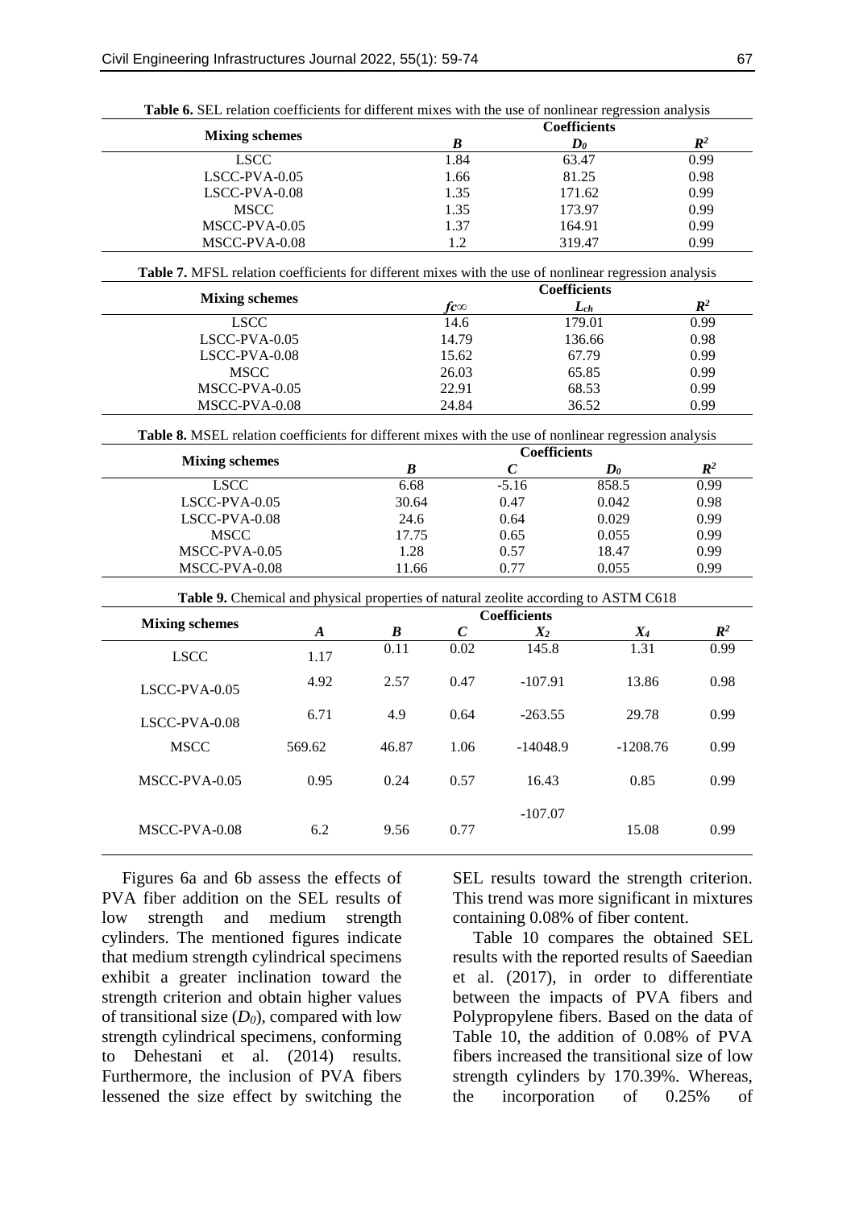**Table 6.** SEL relation coefficients for different mixes with the use of nonlinear regression analysis

| Mixing schemes | Coefficients | | |
|---|---|---|---|
| | $B$ | $D_0$ | $R^2$ |
| LSCC | 1.84 | 63.47 | 0.99 |
| LSCC-PVA-0.05 | 1.66 | 81.25 | 0.98 |
| LSCC-PVA-0.08 | 1.35 | 171.62 | 0.99 |
| MSCC | 1.35 | 173.97 | 0.99 |
| MSCC-PVA-0.05 | 1.37 | 164.91 | 0.99 |
| MSCC-PVA-0.08 | 1.2 | 319.47 | 0.99 |

**Table 7.** MFSL relation coefficients for different mixes with the use of nonlinear regression analysis

| Mixing schemes | Coefficients | | |
|---|---|---|---|
| | $fc\infty$ | $L_{ch}$ | $R^2$ |
| LSCC | 14.6 | 179.01 | 0.99 |
| LSCC-PVA-0.05 | 14.79 | 136.66 | 0.98 |
| LSCC-PVA-0.08 | 15.62 | 67.79 | 0.99 |
| MSCC | 26.03 | 65.85 | 0.99 |
| MSCC-PVA-0.05 | 22.91 | 68.53 | 0.99 |
| MSCC-PVA-0.08 | 24.84 | 36.52 | 0.99 |

**Table 8.** MSEL relation coefficients for different mixes with the use of nonlinear regression analysis

| Mixing schemes | Coefficients | | | |
|---|---|---|---|---|
| | $B$ | $C$ | $D_0$ | $R^2$ |
| LSCC | 6.68 | -5.16 | 858.5 | 0.99 |
| LSCC-PVA-0.05 | 30.64 | 0.47 | 0.042 | 0.98 |
| LSCC-PVA-0.08 | 24.6 | 0.64 | 0.029 | 0.99 |
| MSCC | 17.75 | 0.65 | 0.055 | 0.99 |
| MSCC-PVA-0.05 | 1.28 | 0.57 | 18.47 | 0.99 |
| MSCC-PVA-0.08 | 11.66 | 0.77 | 0.055 | 0.99 |

**Table 9.** Chemical and physical properties of natural zeolite according to ASTM C618

| Mixing schemes | Coefficients | | | | | |
|---|---|---|---|---|---|---|
| | $A$ | $B$ | $C$ | $X_2$ | $X_4$ | $R^2$ |
| LSCC | 1.17 | 0.11 | 0.02 | 145.8 | 1.31 | 0.99 |
| LSCC-PVA-0.05 | 4.92 | 2.57 | 0.47 | -107.91 | 13.86 | 0.98 |
| LSCC-PVA-0.08 | 6.71 | 4.9 | 0.64 | -263.55 | 29.78 | 0.99 |
| MSCC | 569.62 | 46.87 | 1.06 | -14048.9 | -1208.76 | 0.99 |
| MSCC-PVA-0.05 | 0.95 | 0.24 | 0.57 | 16.43 | 0.85 | 0.99 |
| MSCC-PVA-0.08 | 6.2 | 9.56 | 0.77 | -107.07 | 15.08 | 0.99 |

Figures 6a and 6b assess the effects of PVA fiber addition on the SEL results of low strength and medium strength cylinders. The mentioned figures indicate that medium strength cylindrical specimens exhibit a greater inclination toward the strength criterion and obtain higher values of transitional size ($D_0$), compared with low strength cylindrical specimens, conforming to Dehestani et al. (2014) results. Furthermore, the inclusion of PVA fibers lessened the size effect by switching the SEL results toward the strength criterion. This trend was more significant in mixtures containing 0.08% of fiber content.

Table 10 compares the obtained SEL results with the reported results of Saeedian et al. (2017), in order to differentiate between the impacts of PVA fibers and Polypropylene fibers. Based on the data of Table 10, the addition of 0.08% of PVA fibers increased the transitional size of low strength cylinders by 170.39%. Whereas, the incorporation of 0.25% of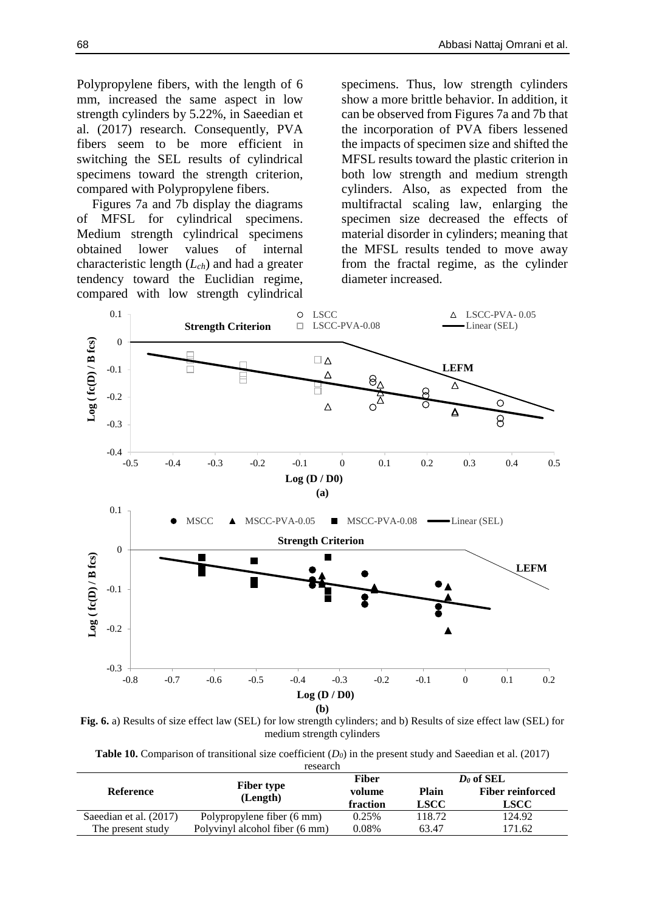Polypropylene fibers, with the length of 6 mm, increased the same aspect in low strength cylinders by 5.22%, in Saeedian et al. (2017) research. Consequently, PVA fibers seem to be more efficient in switching the SEL results of cylindrical specimens toward the strength criterion, compared with Polypropylene fibers.

Figures 7a and 7b display the diagrams of MFSL for cylindrical specimens. Medium strength cylindrical specimens obtained lower values of internal characteristic length ($L_{ch}$) and had a greater tendency toward the Euclidian regime, compared with low strength cylindrical specimens. Thus, low strength cylinders show a more brittle behavior. In addition, it can be observed from Figures 7a and 7b that the incorporation of PVA fibers lessened the impacts of specimen size and shifted the MFSL results toward the plastic criterion in both low strength and medium strength cylinders. Also, as expected from the multifractal scaling law, enlarging the specimen size decreased the effects of material disorder in cylinders; meaning that the MFSL results tended to move away from the fractal regime, as the cylinder diameter increased.

**Fig. 6.** a) Results of size effect law (SEL) for low strength cylinders; and b) Results of size effect law (SEL) for medium strength cylinders

**Table 10.** Comparison of transitional size coefficient ($D_0$) in the present study and Saeedian et al. (2017) research

| Reference | Fiber type (Length) | Fiber volume fraction | $D_0$ of SEL | |
|---|---|---|---|---|
| | | | Plain LSCC | Fiber reinforced LSCC |
| Saeedian et al. (2017) | Polypropylene fiber (6 mm) | 0.25% | 118.72 | 124.92 |
| The present study | Polyvinyl alcohol fiber (6 mm) | 0.08% | 63.47 | 171.62 |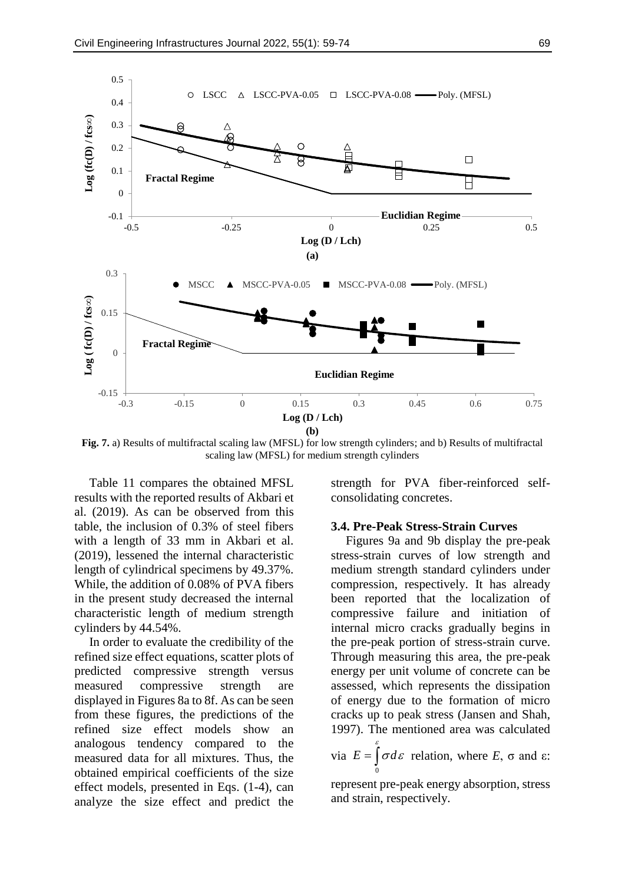**Fig. 7.** a) Results of multifractal scaling law (MFSL) for low strength cylinders; and b) Results of multifractal scaling law (MFSL) for medium strength cylinders

Table 11 compares the obtained MFSL results with the reported results of Akbari et al. (2019). As can be observed from this table, the inclusion of 0.3% of steel fibers with a length of 33 mm in Akbari et al. (2019), lessened the internal characteristic length of cylindrical specimens by 49.37%. While, the addition of 0.08% of PVA fibers in the present study decreased the internal characteristic length of medium strength cylinders by 44.54%.

In order to evaluate the credibility of the refined size effect equations, scatter plots of predicted compressive strength versus measured compressive strength are displayed in Figures 8a to 8f. As can be seen from these figures, the predictions of the refined size effect models show an analogous tendency compared to the measured data for all mixtures. Thus, the obtained empirical coefficients of the size effect models, presented in Eqs. (1-4), can analyze the size effect and predict the strength for PVA fiber-reinforced self-consolidating concretes.

### 3.4. Pre-Peak Stress-Strain Curves

Figures 9a and 9b display the pre-peak stress-strain curves of low strength and medium strength standard cylinders under compression, respectively. It has already been reported that the localization of compressive failure and initiation of internal micro cracks gradually begins in the pre-peak portion of stress-strain curve. Through measuring this area, the pre-peak energy per unit volume of concrete can be assessed, which represents the dissipation of energy due to the formation of micro cracks up to peak stress (Jansen and Shah, 1997). The mentioned area was calculated via $E = \int_0^{\varepsilon} \sigma d\varepsilon$ relation, where $E$, σ and ε: represent pre-peak energy absorption, stress and strain, respectively.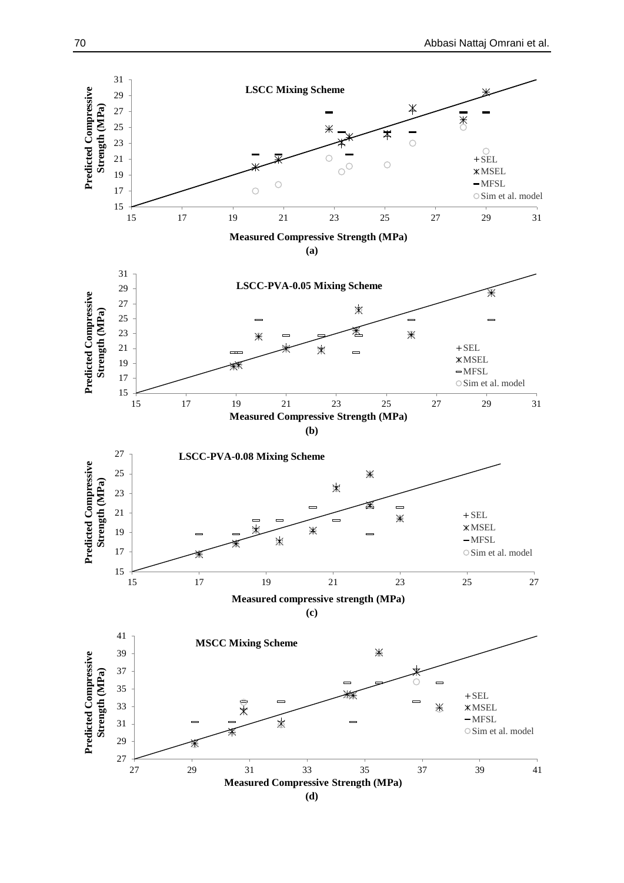**LSCC Mixing Scheme**

Predicted Compressive Strength (MPa) vs. Measured Compressive Strength (MPa)

Legend: SEL, MSEL, MFSL, Sim et al. model

**(a)**

**LSCC-PVA-0.05 Mixing Scheme**

Predicted Compressive Strength (MPa) vs. Measured Compressive Strength (MPa)

Legend: SEL, MSEL, MFSL, Sim et al. model

**(b)**

**LSCC-PVA-0.08 Mixing Scheme**

Predicted Compressive Strength (MPa) vs. Measured compressive strength (MPa)

Legend: SEL, MSEL, MFSL, Sim et al. model

**(c)**

**MSCC Mixing Scheme**

Predicted Compressive Strength (MPa) vs. Measured Compressive Strength (MPa)

Legend: SEL, MSEL, MFSL, Sim et al. model

**(d)**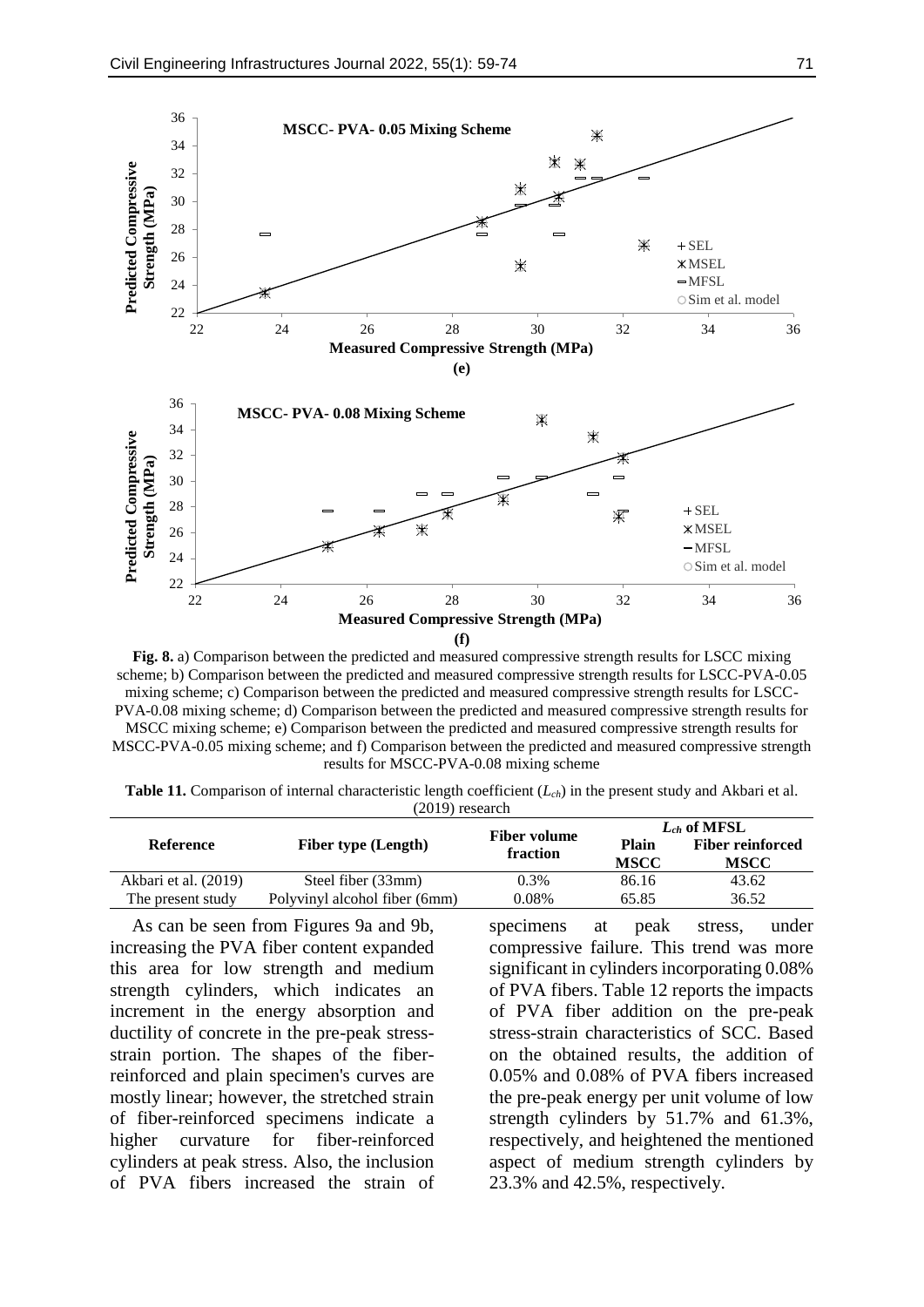**Fig. 8.** a) Comparison between the predicted and measured compressive strength results for LSCC mixing scheme; b) Comparison between the predicted and measured compressive strength results for LSCC-PVA-0.05 mixing scheme; c) Comparison between the predicted and measured compressive strength results for LSCC-PVA-0.08 mixing scheme; d) Comparison between the predicted and measured compressive strength results for MSCC mixing scheme; e) Comparison between the predicted and measured compressive strength results for MSCC-PVA-0.05 mixing scheme; and f) Comparison between the predicted and measured compressive strength results for MSCC-PVA-0.08 mixing scheme

**Table 11.** Comparison of internal characteristic length coefficient ($L_{ch}$) in the present study and Akbari et al. (2019) research

| Reference | Fiber type (Length) | Fiber volume fraction | $L_{ch}$ of MFSL | |
|---|---|---|---|---|
| | | | Plain MSCC | Fiber reinforced MSCC |
| Akbari et al. (2019) | Steel fiber (33mm) | 0.3% | 86.16 | 43.62 |
| The present study | Polyvinyl alcohol fiber (6mm) | 0.08% | 65.85 | 36.52 |

As can be seen from Figures 9a and 9b, increasing the PVA fiber content expanded this area for low strength and medium strength cylinders, which indicates an increment in the energy absorption and ductility of concrete in the pre-peak stress-strain portion. The shapes of the fiber-reinforced and plain specimen's curves are mostly linear; however, the stretched strain of fiber-reinforced specimens indicate a higher curvature for fiber-reinforced cylinders at peak stress. Also, the inclusion of PVA fibers increased the strain of specimens at peak stress, under compressive failure. This trend was more significant in cylinders incorporating 0.08% of PVA fibers. Table 12 reports the impacts of PVA fiber addition on the pre-peak stress-strain characteristics of SCC. Based on the obtained results, the addition of 0.05% and 0.08% of PVA fibers increased the pre-peak energy per unit volume of low strength cylinders by 51.7% and 61.3%, respectively, and heightened the mentioned aspect of medium strength cylinders by 23.3% and 42.5%, respectively.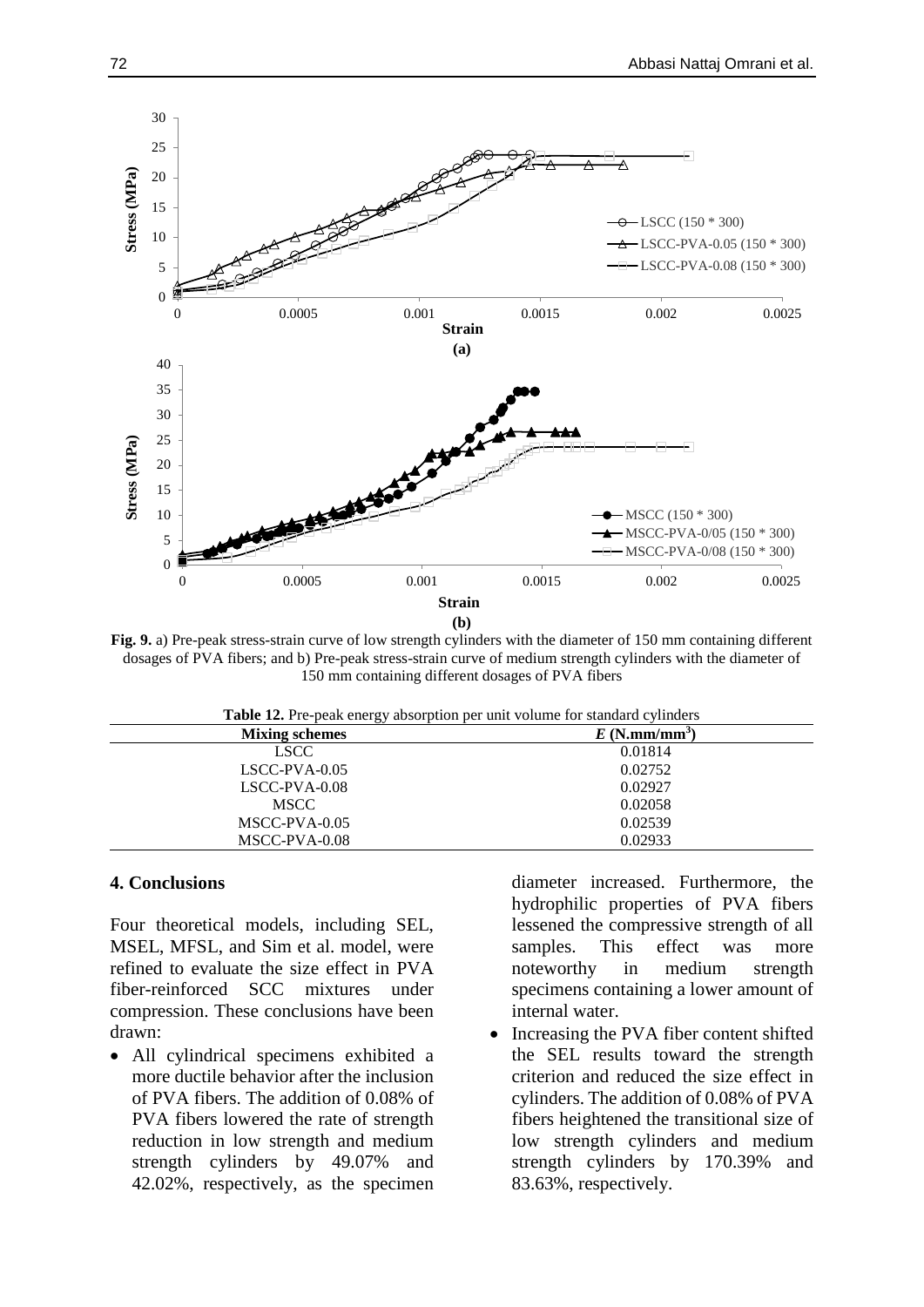**Fig. 9.** a) Pre-peak stress-strain curve of low strength cylinders with the diameter of 150 mm containing different dosages of PVA fibers; and b) Pre-peak stress-strain curve of medium strength cylinders with the diameter of 150 mm containing different dosages of PVA fibers

**Table 12.** Pre-peak energy absorption per unit volume for standard cylinders

| Mixing schemes | $E$ (N.mm/mm$^3$) |
|---|---|
| LSCC | 0.01814 |
| LSCC-PVA-0.05 | 0.02752 |
| LSCC-PVA-0.08 | 0.02927 |
| MSCC | 0.02058 |
| MSCC-PVA-0.05 | 0.02539 |
| MSCC-PVA-0.08 | 0.02933 |

## 4. Conclusions

Four theoretical models, including SEL, MSEL, MFSL, and Sim et al. model, were refined to evaluate the size effect in PVA fiber-reinforced SCC mixtures under compression. These conclusions have been drawn:

- All cylindrical specimens exhibited a more ductile behavior after the inclusion of PVA fibers. The addition of 0.08% of PVA fibers lowered the rate of strength reduction in low strength and medium strength cylinders by 49.07% and 42.02%, respectively, as the specimen diameter increased. Furthermore, the hydrophilic properties of PVA fibers lessened the compressive strength of all samples. This effect was more noteworthy in medium strength specimens containing a lower amount of internal water.
- Increasing the PVA fiber content shifted the SEL results toward the strength criterion and reduced the size effect in cylinders. The addition of 0.08% of PVA fibers heightened the transitional size of low strength cylinders and medium strength cylinders by 170.39% and 83.63%, respectively.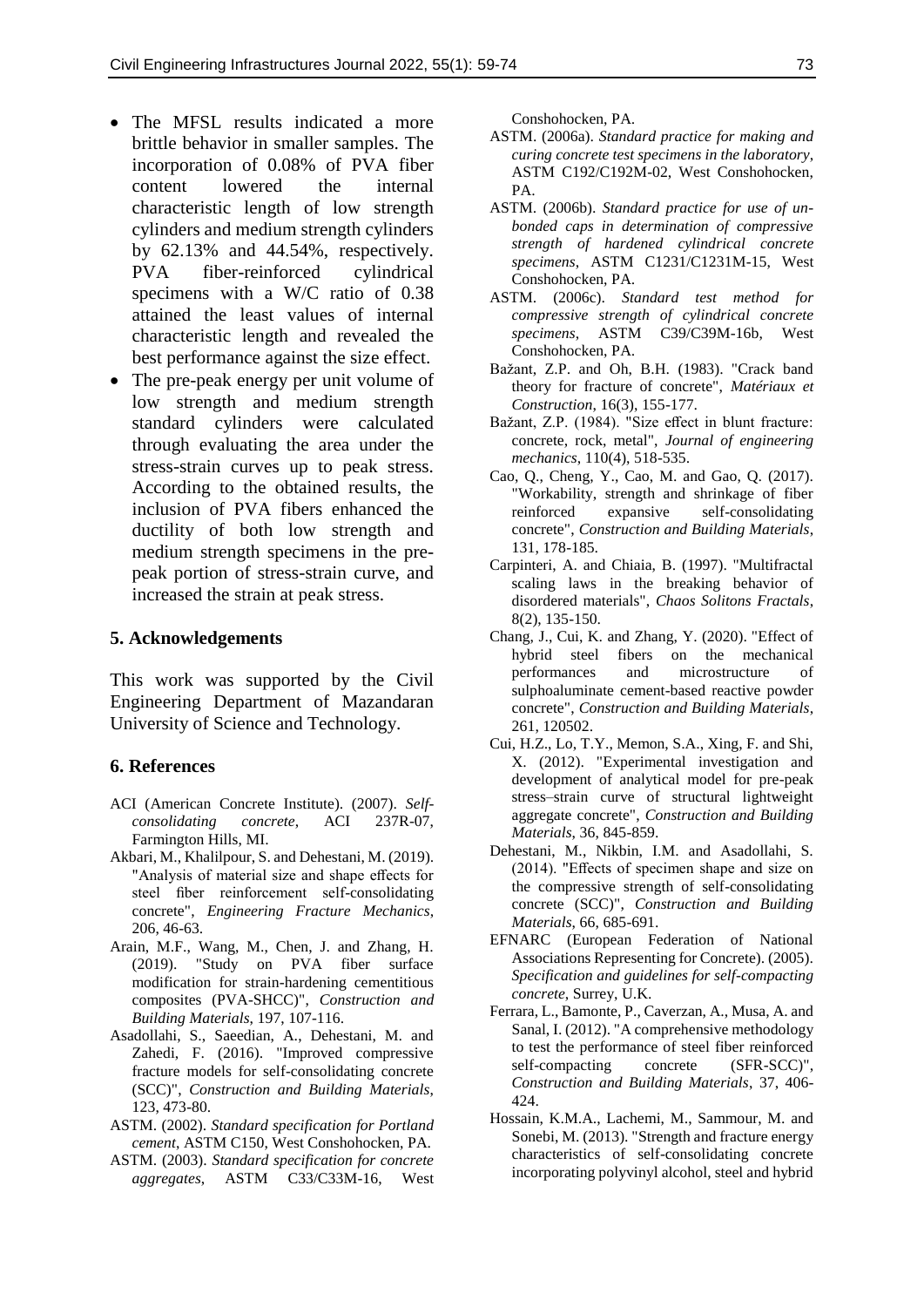- The MFSL results indicated a more brittle behavior in smaller samples. The incorporation of 0.08% of PVA fiber content lowered the internal characteristic length of low strength cylinders and medium strength cylinders by 62.13% and 44.54%, respectively. PVA fiber-reinforced cylindrical specimens with a W/C ratio of 0.38 attained the least values of internal characteristic length and revealed the best performance against the size effect.
- The pre-peak energy per unit volume of low strength and medium strength standard cylinders were calculated through evaluating the area under the stress-strain curves up to peak stress. According to the obtained results, the inclusion of PVA fibers enhanced the ductility of both low strength and medium strength specimens in the pre-peak portion of stress-strain curve, and increased the strain at peak stress.

## 5. Acknowledgements

This work was supported by the Civil Engineering Department of Mazandaran University of Science and Technology.

## 6. References

ACI (American Concrete Institute). (2007). *Self-consolidating concrete*, ACI 237R-07, Farmington Hills, MI.

Akbari, M., Khalilpour, S. and Dehestani, M. (2019). "Analysis of material size and shape effects for steel fiber reinforcement self-consolidating concrete", *Engineering Fracture Mechanics*, 206, 46-63.

Arain, M.F., Wang, M., Chen, J. and Zhang, H. (2019). "Study on PVA fiber surface modification for strain-hardening cementitious composites (PVA-SHCC)", *Construction and Building Materials*, 197, 107-116.

Asadollahi, S., Saeedian, A., Dehestani, M. and Zahedi, F. (2016). "Improved compressive fracture models for self-consolidating concrete (SCC)", *Construction and Building Materials*, 123, 473-80.

ASTM. (2002). *Standard specification for Portland cement*, ASTM C150, West Conshohocken, PA.

ASTM. (2003). *Standard specification for concrete aggregates*, ASTM C33/C33M-16, West Conshohocken, PA.

ASTM. (2006a). *Standard practice for making and curing concrete test specimens in the laboratory*, ASTM C192/C192M-02, West Conshohocken, PA.

ASTM. (2006b). *Standard practice for use of un-bonded caps in determination of compressive strength of hardened cylindrical concrete specimens*, ASTM C1231/C1231M-15, West Conshohocken, PA.

ASTM. (2006c). *Standard test method for compressive strength of cylindrical concrete specimens*, ASTM C39/C39M-16b, West Conshohocken, PA.

Bažant, Z.P. and Oh, B.H. (1983). "Crack band theory for fracture of concrete", *Matériaux et Construction*, 16(3), 155-177.

Bažant, Z.P. (1984). "Size effect in blunt fracture: concrete, rock, metal", *Journal of engineering mechanics*, 110(4), 518-535.

Cao, Q., Cheng, Y., Cao, M. and Gao, Q. (2017). "Workability, strength and shrinkage of fiber reinforced expansive self-consolidating concrete", *Construction and Building Materials*, 131, 178-185.

Carpinteri, A. and Chiaia, B. (1997). "Multifractal scaling laws in the breaking behavior of disordered materials", *Chaos Solitons Fractals*, 8(2), 135-150.

Chang, J., Cui, K. and Zhang, Y. (2020). "Effect of hybrid steel fibers on the mechanical performances and microstructure of sulphoaluminate cement-based reactive powder concrete", *Construction and Building Materials*, 261, 120502.

Cui, H.Z., Lo, T.Y., Memon, S.A., Xing, F. and Shi, X. (2012). "Experimental investigation and development of analytical model for pre-peak stress–strain curve of structural lightweight aggregate concrete", *Construction and Building Materials*, 36, 845-859.

Dehestani, M., Nikbin, I.M. and Asadollahi, S. (2014). "Effects of specimen shape and size on the compressive strength of self-consolidating concrete (SCC)", *Construction and Building Materials*, 66, 685-691.

EFNARC (European Federation of National Associations Representing for Concrete). (2005). *Specification and guidelines for self-compacting concrete*, Surrey, U.K.

Ferrara, L., Bamonte, P., Caverzan, A., Musa, A. and Sanal, I. (2012). "A comprehensive methodology to test the performance of steel fiber reinforced self-compacting concrete (SFR-SCC)", *Construction and Building Materials*, 37, 406-424.

Hossain, K.M.A., Lachemi, M., Sammour, M. and Sonebi, M. (2013). "Strength and fracture energy characteristics of self-consolidating concrete incorporating polyvinyl alcohol, steel and hybrid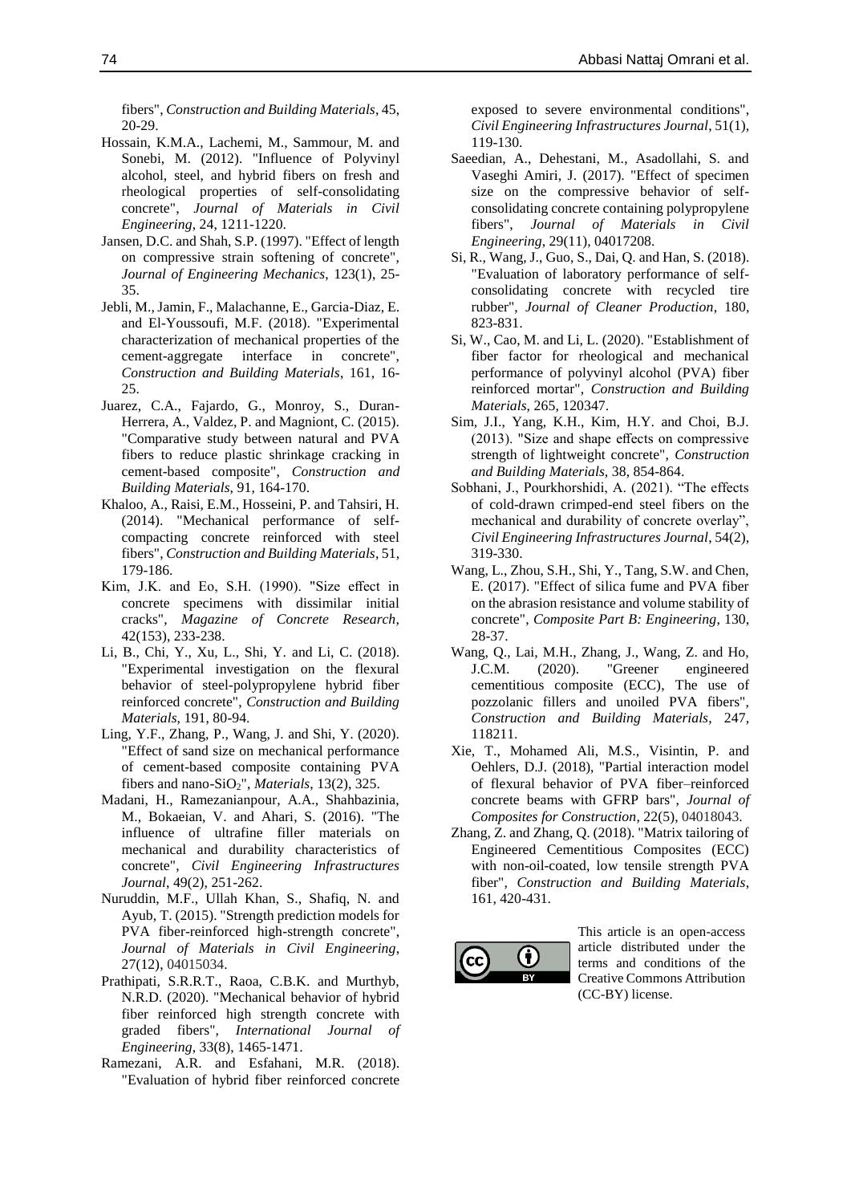fibers", *Construction and Building Materials*, 45, 20-29.

Hossain, K.M.A., Lachemi, M., Sammour, M. and Sonebi, M. (2012). "Influence of Polyvinyl alcohol, steel, and hybrid fibers on fresh and rheological properties of self-consolidating concrete", *Journal of Materials in Civil Engineering*, 24, 1211-1220.

Jansen, D.C. and Shah, S.P. (1997). "Effect of length on compressive strain softening of concrete", *Journal of Engineering Mechanics*, 123(1), 25-35.

Jebli, M., Jamin, F., Malachanne, E., Garcia-Diaz, E. and El-Youssoufi, M.F. (2018). "Experimental characterization of mechanical properties of the cement-aggregate interface in concrete", *Construction and Building Materials*, 161, 16-25.

Juarez, C.A., Fajardo, G., Monroy, S., Duran-Herrera, A., Valdez, P. and Magniont, C. (2015). "Comparative study between natural and PVA fibers to reduce plastic shrinkage cracking in cement-based composite", *Construction and Building Materials*, 91, 164-170.

Khaloo, A., Raisi, E.M., Hosseini, P. and Tahsiri, H. (2014). "Mechanical performance of self-compacting concrete reinforced with steel fibers", *Construction and Building Materials*, 51, 179-186.

Kim, J.K. and Eo, S.H. (1990). "Size effect in concrete specimens with dissimilar initial cracks", *Magazine of Concrete Research*, 42(153), 233-238.

Li, B., Chi, Y., Xu, L., Shi, Y. and Li, C. (2018). "Experimental investigation on the flexural behavior of steel-polypropylene hybrid fiber reinforced concrete", *Construction and Building Materials*, 191, 80-94.

Ling, Y.F., Zhang, P., Wang, J. and Shi, Y. (2020). "Effect of sand size on mechanical performance of cement-based composite containing PVA fibers and nano-$SiO_2$", *Materials*, 13(2), 325.

Madani, H., Ramezanianpour, A.A., Shahbazinia, M., Bokaeian, V. and Ahari, S. (2016). "The influence of ultrafine filler materials on mechanical and durability characteristics of concrete", *Civil Engineering Infrastructures Journal*, 49(2), 251-262.

Nuruddin, M.F., Ullah Khan, S., Shafiq, N. and Ayub, T. (2015). "Strength prediction models for PVA fiber-reinforced high-strength concrete", *Journal of Materials in Civil Engineering*, 27(12), 04015034.

Prathipati, S.R.R.T., Raoa, C.B.K. and Murthyb, N.R.D. (2020). "Mechanical behavior of hybrid fiber reinforced high strength concrete with graded fibers", *International Journal of Engineering*, 33(8), 1465-1471.

Ramezani, A.R. and Esfahani, M.R. (2018). "Evaluation of hybrid fiber reinforced concrete exposed to severe environmental conditions", *Civil Engineering Infrastructures Journal*, 51(1), 119-130.

Saeedian, A., Dehestani, M., Asadollahi, S. and Vaseghi Amiri, J. (2017). "Effect of specimen size on the compressive behavior of self-consolidating concrete containing polypropylene fibers", *Journal of Materials in Civil Engineering*, 29(11), 04017208.

Si, R., Wang, J., Guo, S., Dai, Q. and Han, S. (2018). "Evaluation of laboratory performance of self-consolidating concrete with recycled tire rubber", *Journal of Cleaner Production*, 180, 823-831.

Si, W., Cao, M. and Li, L. (2020). "Establishment of fiber factor for rheological and mechanical performance of polyvinyl alcohol (PVA) fiber reinforced mortar", *Construction and Building Materials*, 265, 120347.

Sim, J.I., Yang, K.H., Kim, H.Y. and Choi, B.J. (2013). "Size and shape effects on compressive strength of lightweight concrete", *Construction and Building Materials*, 38, 854-864.

Sobhani, J., Pourkhorshidi, A. (2021). "The effects of cold-drawn crimped-end steel fibers on the mechanical and durability of concrete overlay", *Civil Engineering Infrastructures Journal*, 54(2), 319-330.

Wang, L., Zhou, S.H., Shi, Y., Tang, S.W. and Chen, E. (2017). "Effect of silica fume and PVA fiber on the abrasion resistance and volume stability of concrete", *Composite Part B: Engineering*, 130, 28-37.

Wang, Q., Lai, M.H., Zhang, J., Wang, Z. and Ho, J.C.M. (2020). "Greener engineered cementitious composite (ECC), The use of pozzolanic fillers and unoiled PVA fibers", *Construction and Building Materials*, 247, 118211.

Xie, T., Mohamed Ali, M.S., Visintin, P. and Oehlers, D.J. (2018), "Partial interaction model of flexural behavior of PVA fiber–reinforced concrete beams with GFRP bars", *Journal of Composites for Construction*, 22(5), 04018043.

Zhang, Z. and Zhang, Q. (2018). "Matrix tailoring of Engineered Cementitious Composites (ECC) with non-oil-coated, low tensile strength PVA fiber", *Construction and Building Materials*, 161, 420-431.

This article is an open-access article distributed under the terms and conditions of the Creative Commons Attribution (CC-BY) license.